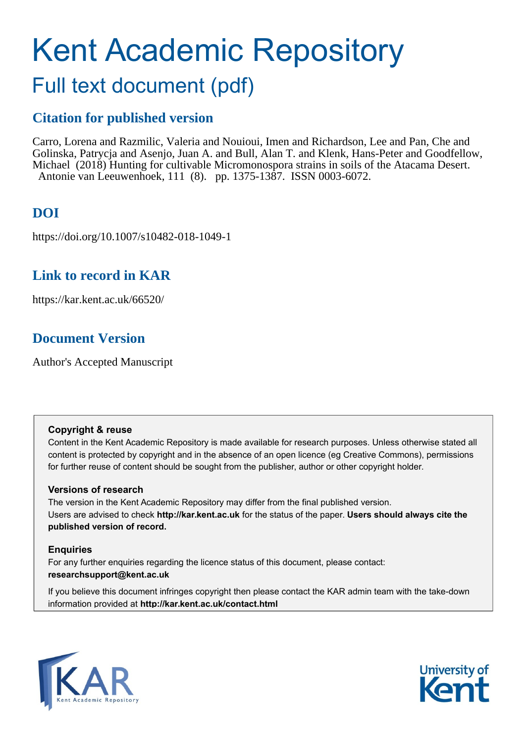# Kent Academic Repository

## Full text document (pdf)

### Citation for published version

Carro, Lorena and Razmilic, Valeria and Nouioui, Imen and Richardson, Lee and Pan, Che and Golinska, Patrycja and Asenjo, Juan A. and Bull, Alan T. and Klenk, Hans-Peter and Goodfellow, Michael (2018) Hunting for cultivable Micromonospora strains in soils of the Atacama Desert. Antonie van Leeuwenhoek, 111 (8). pp. 1375-1387. ISSN 0003-6072.

### DOI

https://doi.org/10.1007/s10482-018-1049-1

### Link to record in KAR

https://kar.kent.ac.uk/66520/

### Document Version

Author's Accepted Manuscript

**Copyright & reuse**

Content in the Kent Academic Repository is made available for research purposes. Unless otherwise stated all content is protected by copyright and in the absence of an open licence (eg Creative Commons), permissions for further reuse of content should be sought from the publisher, author or other copyright holder.

**Versions of research**

The version in the Kent Academic Repository may differ from the final published version.
Users are advised to check **http://kar.kent.ac.uk** for the status of the paper. **Users should always cite the published version of record.**

**Enquiries**

For any further enquiries regarding the licence status of this document, please contact:
**researchsupport@kent.ac.uk**

If you believe this document infringes copyright then please contact the KAR admin team with the take-down information provided at **http://kar.kent.ac.uk/contact.html**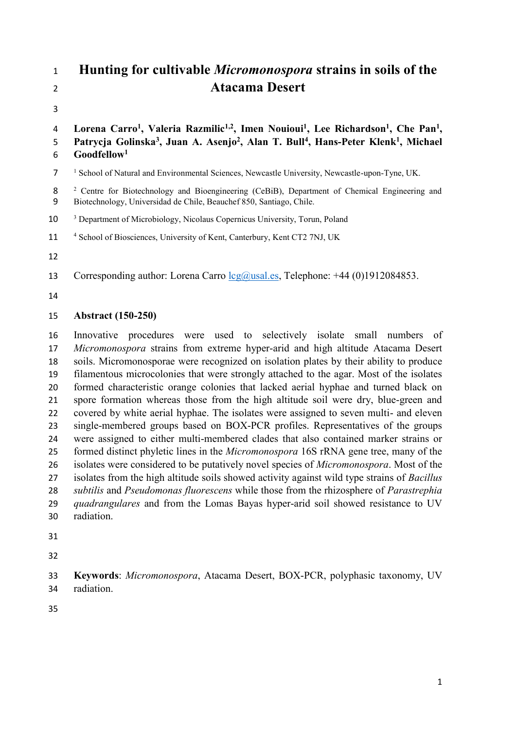# Hunting for cultivable *Micromonospora* strains in soils of the Atacama Desert

**Lorena Carro[1], Valeria Razmilic[1,2], Imen Nouioui[1], Lee Richardson[1], Che Pan[1], Patrycja Golinska[3], Juan A. Asenjo[2], Alan T. Bull[4], Hans-Peter Klenk[1], Michael Goodfellow[1]**

[1] School of Natural and Environmental Sciences, Newcastle University, Newcastle-upon-Tyne, UK.

[2] Centre for Biotechnology and Bioengineering (CeBiB), Department of Chemical Engineering and Biotechnology, Universidad de Chile, Beauchef 850, Santiago, Chile.

[3] Department of Microbiology, Nicolaus Copernicus University, Torun, Poland

[4] School of Biosciences, University of Kent, Canterbury, Kent CT2 7NJ, UK

Corresponding author: Lorena Carro lcg@usal.es, Telephone: +44 (0)1912084853.

## Abstract (150-250)

Innovative procedures were used to selectively isolate small numbers of *Micromonospora* strains from extreme hyper-arid and high altitude Atacama Desert soils. Micromonosporae were recognized on isolation plates by their ability to produce filamentous microcolonies that were strongly attached to the agar. Most of the isolates formed characteristic orange colonies that lacked aerial hyphae and turned black on spore formation whereas those from the high altitude soil were dry, blue-green and covered by white aerial hyphae. The isolates were assigned to seven multi- and eleven single-membered groups based on BOX-PCR profiles. Representatives of the groups were assigned to either multi-membered clades that also contained marker strains or formed distinct phyletic lines in the *Micromonospora* 16S rRNA gene tree, many of the isolates were considered to be putatively novel species of *Micromonospora*. Most of the isolates from the high altitude soils showed activity against wild type strains of *Bacillus subtilis* and *Pseudomonas fluorescens* while those from the rhizosphere of *Parastrephia quadrangulares* and from the Lomas Bayas hyper-arid soil showed resistance to UV radiation.

**Keywords**: *Micromonospora*, Atacama Desert, BOX-PCR, polyphasic taxonomy, UV radiation.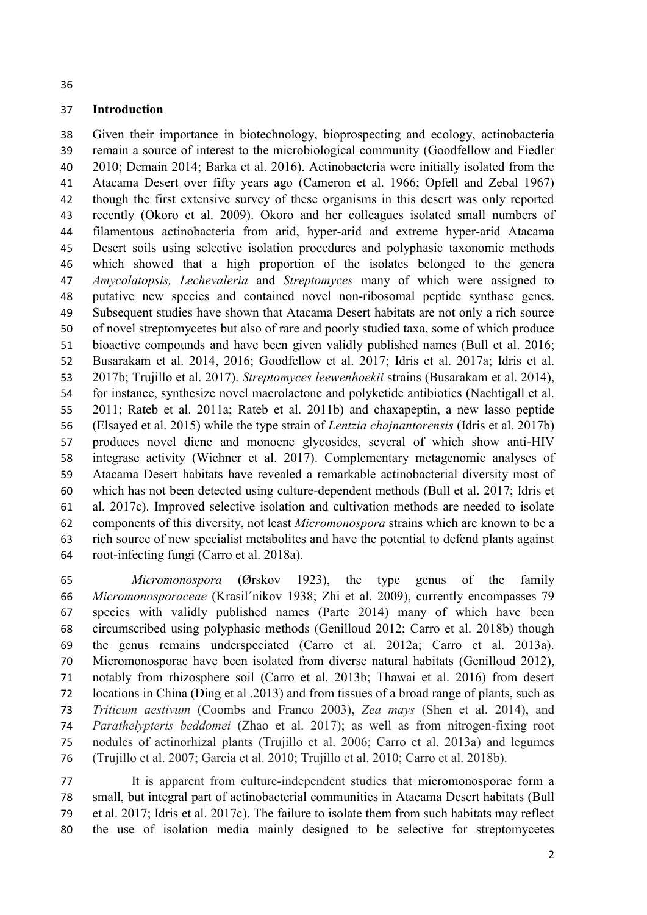## Introduction

Given their importance in biotechnology, bioprospecting and ecology, actinobacteria remain a source of interest to the microbiological community (Goodfellow and Fiedler 2010; Demain 2014; Barka et al. 2016). Actinobacteria were initially isolated from the Atacama Desert over fifty years ago (Cameron et al. 1966; Opfell and Zebal 1967) though the first extensive survey of these organisms in this desert was only reported recently (Okoro et al. 2009). Okoro and her colleagues isolated small numbers of filamentous actinobacteria from arid, hyper-arid and extreme hyper-arid Atacama Desert soils using selective isolation procedures and polyphasic taxonomic methods which showed that a high proportion of the isolates belonged to the genera *Amycolatopsis, Lechevaleria* and *Streptomyces* many of which were assigned to putative new species and contained novel non-ribosomal peptide synthase genes. Subsequent studies have shown that Atacama Desert habitats are not only a rich source of novel streptomycetes but also of rare and poorly studied taxa, some of which produce bioactive compounds and have been given validly published names (Bull et al. 2016; Busarakam et al. 2014, 2016; Goodfellow et al. 2017; Idris et al. 2017a; Idris et al. 2017b; Trujillo et al. 2017). *Streptomyces leewenhoekii* strains (Busarakam et al. 2014), for instance, synthesize novel macrolactone and polyketide antibiotics (Nachtigall et al. 2011; Rateb et al. 2011a; Rateb et al. 2011b) and chaxapeptin, a new lasso peptide (Elsayed et al. 2015) while the type strain of *Lentzia chajnantorensis* (Idris et al. 2017b) produces novel diene and monoene glycosides, several of which show anti-HIV integrase activity (Wichner et al. 2017). Complementary metagenomic analyses of Atacama Desert habitats have revealed a remarkable actinobacterial diversity most of which has not been detected using culture-dependent methods (Bull et al. 2017; Idris et al. 2017c). Improved selective isolation and cultivation methods are needed to isolate components of this diversity, not least *Micromonospora* strains which are known to be a rich source of new specialist metabolites and have the potential to defend plants against root-infecting fungi (Carro et al. 2018a).

*Micromonospora* (Ørskov 1923), the type genus of the family *Micromonosporaceae* (Krasil´nikov 1938; Zhi et al. 2009), currently encompasses 79 species with validly published names (Parte 2014) many of which have been circumscribed using polyphasic methods (Genilloud 2012; Carro et al. 2018b) though the genus remains underspeciated (Carro et al. 2012a; Carro et al. 2013a). Micromonosporae have been isolated from diverse natural habitats (Genilloud 2012), notably from rhizosphere soil (Carro et al. 2013b; Thawai et al. 2016) from desert locations in China (Ding et al .2013) and from tissues of a broad range of plants, such as *Triticum aestivum* (Coombs and Franco 2003), *Zea mays* (Shen et al. 2014), and *Parathelypteris beddomei* (Zhao et al. 2017); as well as from nitrogen-fixing root nodules of actinorhizal plants (Trujillo et al. 2006; Carro et al. 2013a) and legumes (Trujillo et al. 2007; Garcia et al. 2010; Trujillo et al. 2010; Carro et al. 2018b).

It is apparent from culture-independent studies that micromonosporae form a small, but integral part of actinobacterial communities in Atacama Desert habitats (Bull et al. 2017; Idris et al. 2017c). The failure to isolate them from such habitats may reflect the use of isolation media mainly designed to be selective for streptomycetes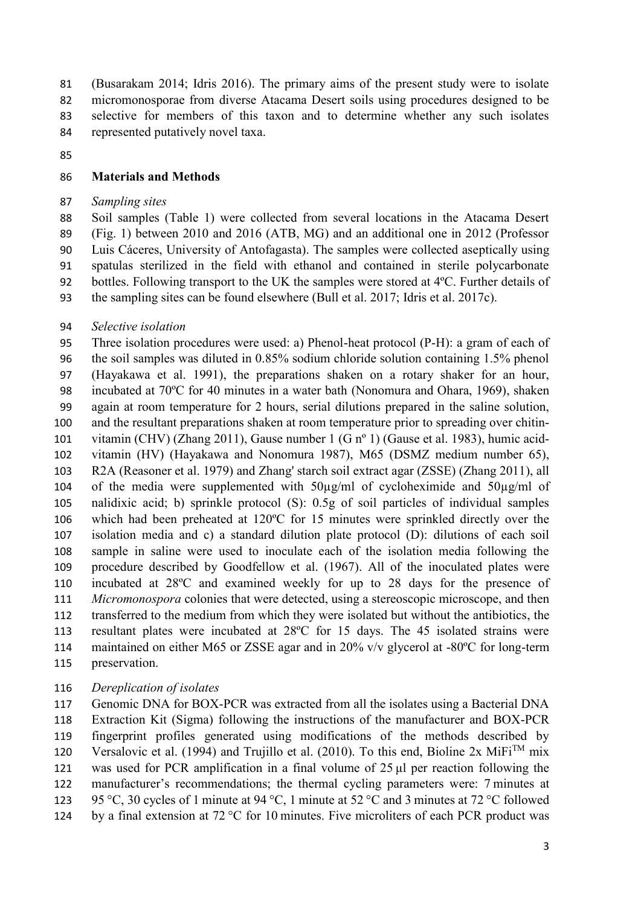(Busarakam 2014; Idris 2016). The primary aims of the present study were to isolate micromonosporae from diverse Atacama Desert soils using procedures designed to be selective for members of this taxon and to determine whether any such isolates represented putatively novel taxa.

## Materials and Methods

*Sampling sites*

Soil samples (Table 1) were collected from several locations in the Atacama Desert (Fig. 1) between 2010 and 2016 (ATB, MG) and an additional one in 2012 (Professor Luis Cáceres, University of Antofagasta). The samples were collected aseptically using spatulas sterilized in the field with ethanol and contained in sterile polycarbonate bottles. Following transport to the UK the samples were stored at 4ºC. Further details of the sampling sites can be found elsewhere (Bull et al. 2017; Idris et al. 2017c).

*Selective isolation*

Three isolation procedures were used: a) Phenol-heat protocol (P-H): a gram of each of the soil samples was diluted in 0.85% sodium chloride solution containing 1.5% phenol (Hayakawa et al. 1991), the preparations shaken on a rotary shaker for an hour, incubated at 70ºC for 40 minutes in a water bath (Nonomura and Ohara, 1969), shaken again at room temperature for 2 hours, serial dilutions prepared in the saline solution, and the resultant preparations shaken at room temperature prior to spreading over chitin-vitamin (CHV) (Zhang 2011), Gause number 1 (G nº 1) (Gause et al. 1983), humic acid-vitamin (HV) (Hayakawa and Nonomura 1987), M65 (DSMZ medium number 65), R2A (Reasoner et al. 1979) and Zhang' starch soil extract agar (ZSSE) (Zhang 2011), all of the media were supplemented with 50µg/ml of cycloheximide and 50µg/ml of nalidixic acid; b) sprinkle protocol (S): 0.5g of soil particles of individual samples which had been preheated at 120ºC for 15 minutes were sprinkled directly over the isolation media and c) a standard dilution plate protocol (D): dilutions of each soil sample in saline were used to inoculate each of the isolation media following the procedure described by Goodfellow et al. (1967). All of the inoculated plates were incubated at 28ºC and examined weekly for up to 28 days for the presence of *Micromonospora* colonies that were detected, using a stereoscopic microscope, and then transferred to the medium from which they were isolated but without the antibiotics, the resultant plates were incubated at 28ºC for 15 days. The 45 isolated strains were maintained on either M65 or ZSSE agar and in 20% v/v glycerol at -80ºC for long-term preservation.

*Dereplication of isolates*

Genomic DNA for BOX-PCR was extracted from all the isolates using a Bacterial DNA Extraction Kit (Sigma) following the instructions of the manufacturer and BOX-PCR fingerprint profiles generated using modifications of the methods described by Versalovic et al. (1994) and Trujillo et al. (2010). To this end, Bioline 2x MiFi$^{TM}$ mix was used for PCR amplification in a final volume of 25 µl per reaction following the manufacturer's recommendations; the thermal cycling parameters were: 7 minutes at 95 °C, 30 cycles of 1 minute at 94 °C, 1 minute at 52 °C and 3 minutes at 72 °C followed by a final extension at 72 °C for 10 minutes. Five microliters of each PCR product was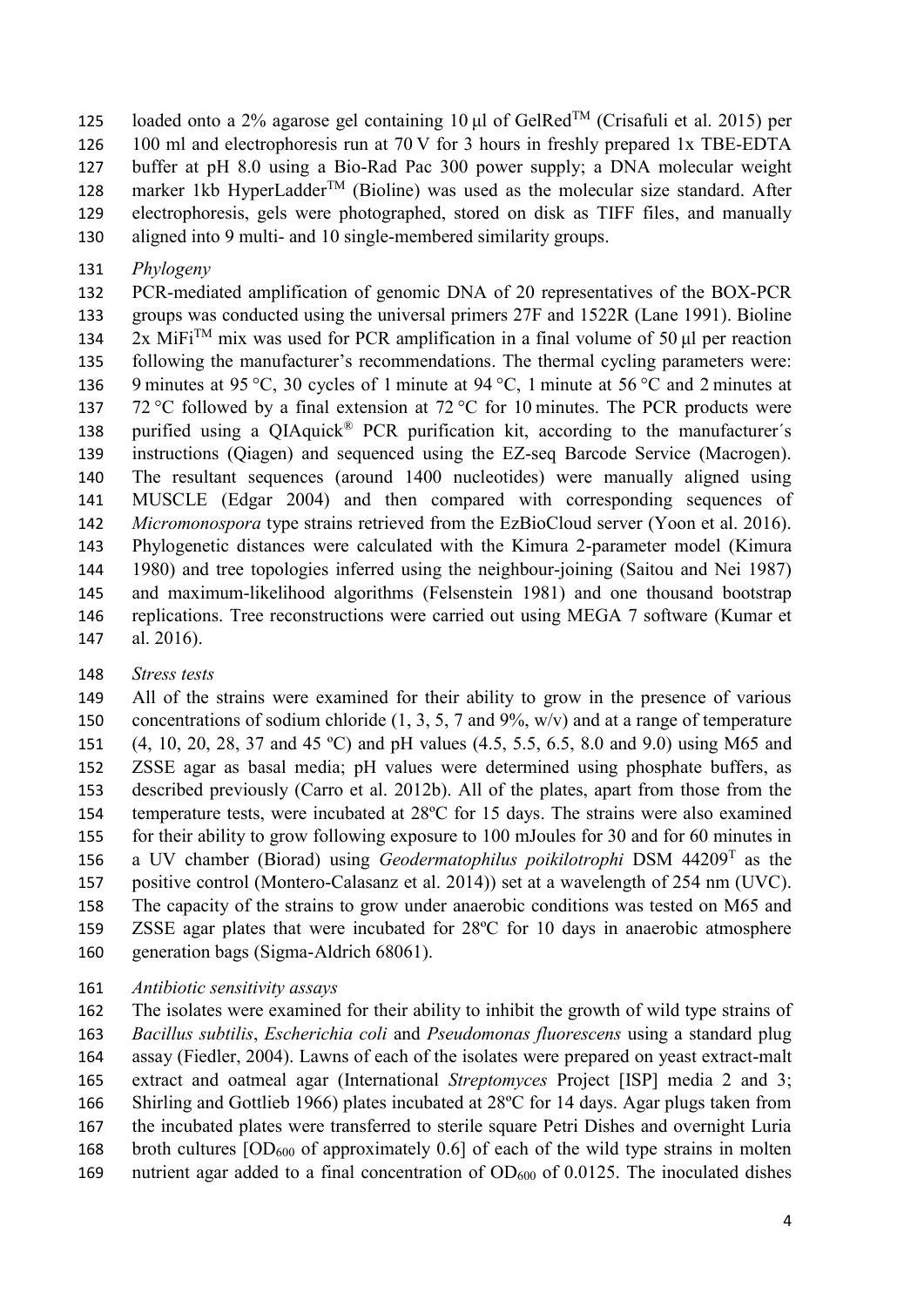loaded onto a 2% agarose gel containing 10 µl of GelRed™ (Crisafuli et al. 2015) per 100 ml and electrophoresis run at 70 V for 3 hours in freshly prepared 1x TBE-EDTA buffer at pH 8.0 using a Bio-Rad Pac 300 power supply; a DNA molecular weight marker 1kb HyperLadder™ (Bioline) was used as the molecular size standard. After electrophoresis, gels were photographed, stored on disk as TIFF files, and manually aligned into 9 multi- and 10 single-membered similarity groups.

*Phylogeny*

PCR-mediated amplification of genomic DNA of 20 representatives of the BOX-PCR groups was conducted using the universal primers 27F and 1522R (Lane 1991). Bioline 2x MiFi™ mix was used for PCR amplification in a final volume of 50 µl per reaction following the manufacturer's recommendations. The thermal cycling parameters were: 9 minutes at 95 °C, 30 cycles of 1 minute at 94 °C, 1 minute at 56 °C and 2 minutes at 72 °C followed by a final extension at 72 °C for 10 minutes. The PCR products were purified using a QIAquick® PCR purification kit, according to the manufacturer´s instructions (Qiagen) and sequenced using the EZ-seq Barcode Service (Macrogen). The resultant sequences (around 1400 nucleotides) were manually aligned using MUSCLE (Edgar 2004) and then compared with corresponding sequences of *Micromonospora* type strains retrieved from the EzBioCloud server (Yoon et al. 2016). Phylogenetic distances were calculated with the Kimura 2-parameter model (Kimura 1980) and tree topologies inferred using the neighbour-joining (Saitou and Nei 1987) and maximum-likelihood algorithms (Felsenstein 1981) and one thousand bootstrap replications. Tree reconstructions were carried out using MEGA 7 software (Kumar et al. 2016).

*Stress tests*

All of the strains were examined for their ability to grow in the presence of various concentrations of sodium chloride (1, 3, 5, 7 and 9%, w/v) and at a range of temperature (4, 10, 20, 28, 37 and 45 ºC) and pH values (4.5, 5.5, 6.5, 8.0 and 9.0) using M65 and ZSSE agar as basal media; pH values were determined using phosphate buffers, as described previously (Carro et al. 2012b). All of the plates, apart from those from the temperature tests, were incubated at 28ºC for 15 days. The strains were also examined for their ability to grow following exposure to 100 mJoules for 30 and for 60 minutes in a UV chamber (Biorad) using *Geodermatophilus poikilotrophi* DSM 44209$^T$ as the positive control (Montero-Calasanz et al. 2014)) set at a wavelength of 254 nm (UVC). The capacity of the strains to grow under anaerobic conditions was tested on M65 and ZSSE agar plates that were incubated for 28ºC for 10 days in anaerobic atmosphere generation bags (Sigma-Aldrich 68061).

*Antibiotic sensitivity assays*

The isolates were examined for their ability to inhibit the growth of wild type strains of *Bacillus subtilis*, *Escherichia coli* and *Pseudomonas fluorescens* using a standard plug assay (Fiedler, 2004). Lawns of each of the isolates were prepared on yeast extract-malt extract and oatmeal agar (International *Streptomyces* Project [ISP] media 2 and 3; Shirling and Gottlieb 1966) plates incubated at 28ºC for 14 days. Agar plugs taken from the incubated plates were transferred to sterile square Petri Dishes and overnight Luria broth cultures [$OD_{600}$ of approximately 0.6] of each of the wild type strains in molten nutrient agar added to a final concentration of $OD_{600}$ of 0.0125. The inoculated dishes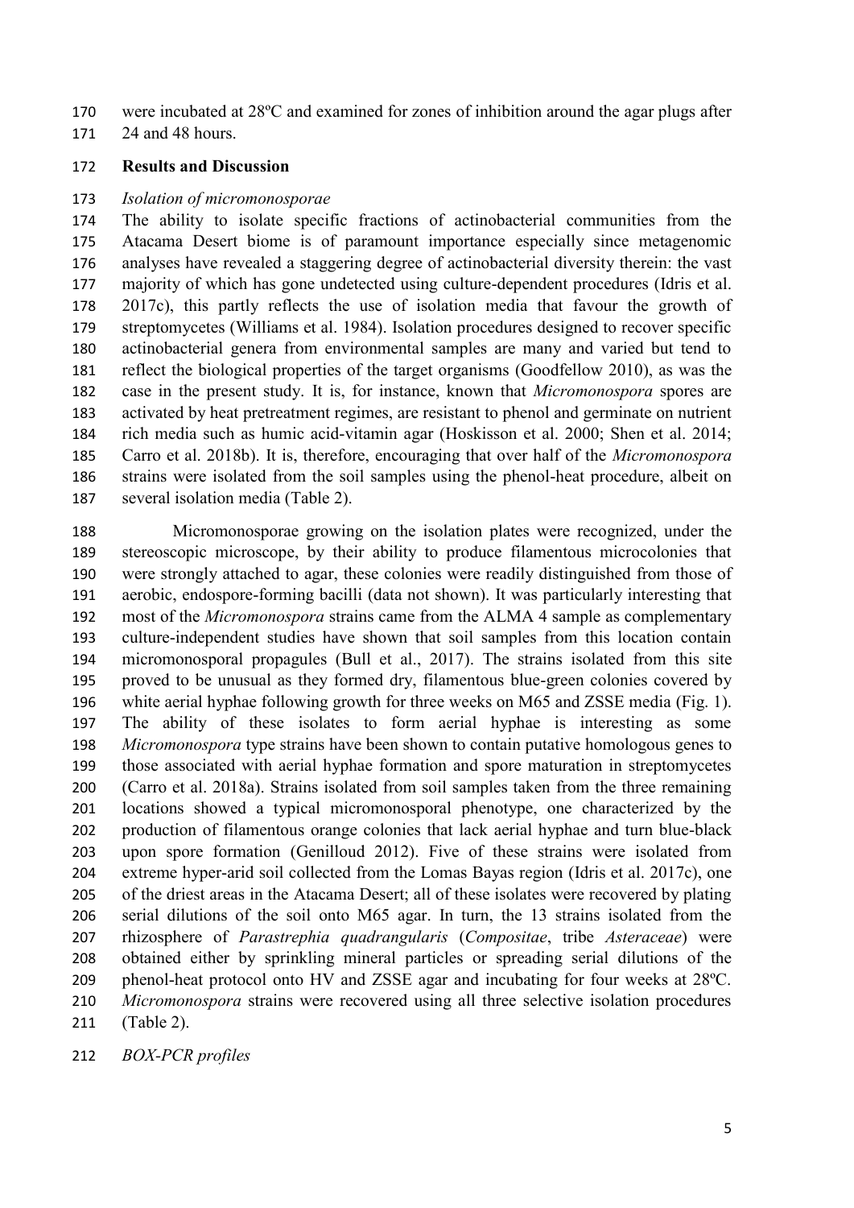were incubated at 28ºC and examined for zones of inhibition around the agar plugs after 24 and 48 hours.

## Results and Discussion

### *Isolation of micromonosporae*

The ability to isolate specific fractions of actinobacterial communities from the Atacama Desert biome is of paramount importance especially since metagenomic analyses have revealed a staggering degree of actinobacterial diversity therein: the vast majority of which has gone undetected using culture-dependent procedures (Idris et al. 2017c), this partly reflects the use of isolation media that favour the growth of streptomycetes (Williams et al. 1984). Isolation procedures designed to recover specific actinobacterial genera from environmental samples are many and varied but tend to reflect the biological properties of the target organisms (Goodfellow 2010), as was the case in the present study. It is, for instance, known that *Micromonospora* spores are activated by heat pretreatment regimes, are resistant to phenol and germinate on nutrient rich media such as humic acid-vitamin agar (Hoskisson et al. 2000; Shen et al. 2014; Carro et al. 2018b). It is, therefore, encouraging that over half of the *Micromonospora* strains were isolated from the soil samples using the phenol-heat procedure, albeit on several isolation media (Table 2).

Micromonosporae growing on the isolation plates were recognized, under the stereoscopic microscope, by their ability to produce filamentous microcolonies that were strongly attached to agar, these colonies were readily distinguished from those of aerobic, endospore-forming bacilli (data not shown). It was particularly interesting that most of the *Micromonospora* strains came from the ALMA 4 sample as complementary culture-independent studies have shown that soil samples from this location contain micromonosporal propagules (Bull et al., 2017). The strains isolated from this site proved to be unusual as they formed dry, filamentous blue-green colonies covered by white aerial hyphae following growth for three weeks on M65 and ZSSE media (Fig. 1). The ability of these isolates to form aerial hyphae is interesting as some *Micromonospora* type strains have been shown to contain putative homologous genes to those associated with aerial hyphae formation and spore maturation in streptomycetes (Carro et al. 2018a). Strains isolated from soil samples taken from the three remaining locations showed a typical micromonosporal phenotype, one characterized by the production of filamentous orange colonies that lack aerial hyphae and turn blue-black upon spore formation (Genilloud 2012). Five of these strains were isolated from extreme hyper-arid soil collected from the Lomas Bayas region (Idris et al. 2017c), one of the driest areas in the Atacama Desert; all of these isolates were recovered by plating serial dilutions of the soil onto M65 agar. In turn, the 13 strains isolated from the rhizosphere of *Parastrephia quadrangularis* (*Compositae*, tribe *Asteraceae*) were obtained either by sprinkling mineral particles or spreading serial dilutions of the phenol-heat protocol onto HV and ZSSE agar and incubating for four weeks at 28ºC. *Micromonospora* strains were recovered using all three selective isolation procedures (Table 2).

### *BOX-PCR profiles*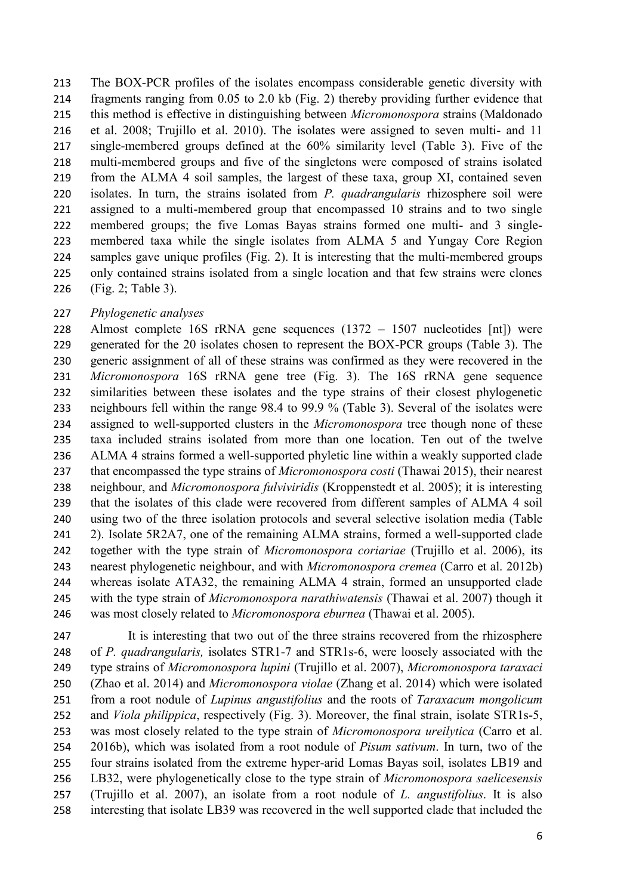The BOX-PCR profiles of the isolates encompass considerable genetic diversity with fragments ranging from 0.05 to 2.0 kb (Fig. 2) thereby providing further evidence that this method is effective in distinguishing between *Micromonospora* strains (Maldonado et al. 2008; Trujillo et al. 2010). The isolates were assigned to seven multi- and 11 single-membered groups defined at the 60% similarity level (Table 3). Five of the multi-membered groups and five of the singletons were composed of strains isolated from the ALMA 4 soil samples, the largest of these taxa, group XI, contained seven isolates. In turn, the strains isolated from *P. quadrangularis* rhizosphere soil were assigned to a multi-membered group that encompassed 10 strains and to two single membered groups; the five Lomas Bayas strains formed one multi- and 3 single-membered taxa while the single isolates from ALMA 5 and Yungay Core Region samples gave unique profiles (Fig. 2). It is interesting that the multi-membered groups only contained strains isolated from a single location and that few strains were clones (Fig. 2; Table 3).

*Phylogenetic analyses*

Almost complete 16S rRNA gene sequences (1372 – 1507 nucleotides [nt]) were generated for the 20 isolates chosen to represent the BOX-PCR groups (Table 3). The generic assignment of all of these strains was confirmed as they were recovered in the *Micromonospora* 16S rRNA gene tree (Fig. 3). The 16S rRNA gene sequence similarities between these isolates and the type strains of their closest phylogenetic neighbours fell within the range 98.4 to 99.9 % (Table 3). Several of the isolates were assigned to well-supported clusters in the *Micromonospora* tree though none of these taxa included strains isolated from more than one location. Ten out of the twelve ALMA 4 strains formed a well-supported phyletic line within a weakly supported clade that encompassed the type strains of *Micromonospora costi* (Thawai 2015), their nearest neighbour, and *Micromonospora fulviviridis* (Kroppenstedt et al. 2005); it is interesting that the isolates of this clade were recovered from different samples of ALMA 4 soil using two of the three isolation protocols and several selective isolation media (Table 2). Isolate 5R2A7, one of the remaining ALMA strains, formed a well-supported clade together with the type strain of *Micromonospora coriariae* (Trujillo et al. 2006), its nearest phylogenetic neighbour, and with *Micromonospora cremea* (Carro et al. 2012b) whereas isolate ATA32, the remaining ALMA 4 strain, formed an unsupported clade with the type strain of *Micromonospora narathiwatensis* (Thawai et al. 2007) though it was most closely related to *Micromonospora eburnea* (Thawai et al. 2005).

It is interesting that two out of the three strains recovered from the rhizosphere of *P. quadrangularis,* isolates STR1-7 and STR1s-6, were loosely associated with the type strains of *Micromonospora lupini* (Trujillo et al. 2007), *Micromonospora taraxaci* (Zhao et al. 2014) and *Micromonospora violae* (Zhang et al. 2014) which were isolated from a root nodule of *Lupinus angustifolius* and the roots of *Taraxacum mongolicum* and *Viola philippica*, respectively (Fig. 3). Moreover, the final strain, isolate STR1s-5, was most closely related to the type strain of *Micromonospora ureilytica* (Carro et al. 2016b), which was isolated from a root nodule of *Pisum sativum*. In turn, two of the four strains isolated from the extreme hyper-arid Lomas Bayas soil, isolates LB19 and LB32, were phylogenetically close to the type strain of *Micromonospora saelicesensis* (Trujillo et al. 2007), an isolate from a root nodule of *L. angustifolius*. It is also interesting that isolate LB39 was recovered in the well supported clade that included the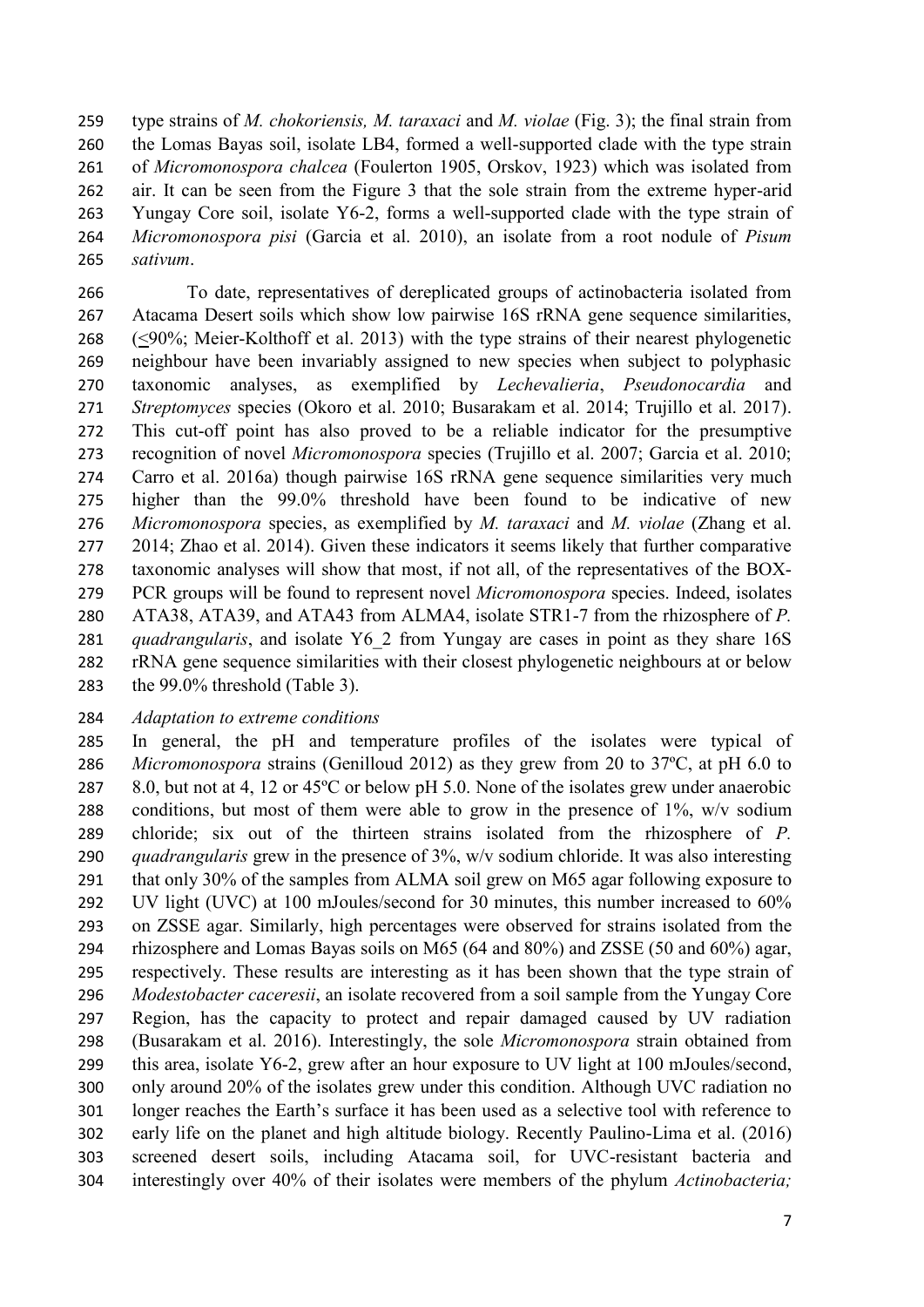type strains of *M. chokoriensis, M. taraxaci* and *M. violae* (Fig. 3); the final strain from the Lomas Bayas soil, isolate LB4, formed a well-supported clade with the type strain of *Micromonospora chalcea* (Foulerton 1905, Orskov, 1923) which was isolated from air. It can be seen from the Figure 3 that the sole strain from the extreme hyper-arid Yungay Core soil, isolate Y6-2, forms a well-supported clade with the type strain of *Micromonospora pisi* (Garcia et al. 2010), an isolate from a root nodule of *Pisum sativum*.

To date, representatives of dereplicated groups of actinobacteria isolated from Atacama Desert soils which show low pairwise 16S rRNA gene sequence similarities, (≤90%; Meier-Kolthoff et al. 2013) with the type strains of their nearest phylogenetic neighbour have been invariably assigned to new species when subject to polyphasic taxonomic analyses, as exemplified by *Lechevalieria*, *Pseudonocardia* and *Streptomyces* species (Okoro et al. 2010; Busarakam et al. 2014; Trujillo et al. 2017). This cut-off point has also proved to be a reliable indicator for the presumptive recognition of novel *Micromonospora* species (Trujillo et al. 2007; Garcia et al. 2010; Carro et al. 2016a) though pairwise 16S rRNA gene sequence similarities very much higher than the 99.0% threshold have been found to be indicative of new *Micromonospora* species, as exemplified by *M. taraxaci* and *M. violae* (Zhang et al. 2014; Zhao et al. 2014). Given these indicators it seems likely that further comparative taxonomic analyses will show that most, if not all, of the representatives of the BOX-PCR groups will be found to represent novel *Micromonospora* species. Indeed, isolates ATA38, ATA39, and ATA43 from ALMA4, isolate STR1-7 from the rhizosphere of *P. quadrangularis*, and isolate Y6_2 from Yungay are cases in point as they share 16S rRNA gene sequence similarities with their closest phylogenetic neighbours at or below the 99.0% threshold (Table 3).

*Adaptation to extreme conditions*

In general, the pH and temperature profiles of the isolates were typical of *Micromonospora* strains (Genilloud 2012) as they grew from 20 to 37ºC, at pH 6.0 to 8.0, but not at 4, 12 or 45ºC or below pH 5.0. None of the isolates grew under anaerobic conditions, but most of them were able to grow in the presence of 1%, w/v sodium chloride; six out of the thirteen strains isolated from the rhizosphere of *P. quadrangularis* grew in the presence of 3%, w/v sodium chloride. It was also interesting that only 30% of the samples from ALMA soil grew on M65 agar following exposure to UV light (UVC) at 100 mJoules/second for 30 minutes, this number increased to 60% on ZSSE agar. Similarly, high percentages were observed for strains isolated from the rhizosphere and Lomas Bayas soils on M65 (64 and 80%) and ZSSE (50 and 60%) agar, respectively. These results are interesting as it has been shown that the type strain of *Modestobacter caceresii*, an isolate recovered from a soil sample from the Yungay Core Region, has the capacity to protect and repair damaged caused by UV radiation (Busarakam et al. 2016). Interestingly, the sole *Micromonospora* strain obtained from this area, isolate Y6-2, grew after an hour exposure to UV light at 100 mJoules/second, only around 20% of the isolates grew under this condition. Although UVC radiation no longer reaches the Earth's surface it has been used as a selective tool with reference to early life on the planet and high altitude biology. Recently Paulino-Lima et al. (2016) screened desert soils, including Atacama soil, for UVC-resistant bacteria and interestingly over 40% of their isolates were members of the phylum *Actinobacteria;*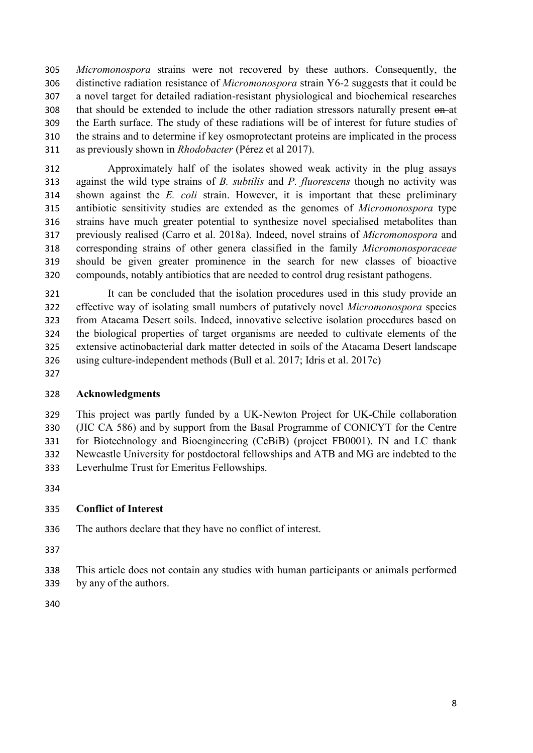*Micromonospora* strains were not recovered by these authors. Consequently, the distinctive radiation resistance of *Micromonospora* strain Y6-2 suggests that it could be a novel target for detailed radiation-resistant physiological and biochemical researches that should be extended to include the other radiation stressors naturally present ~~on~~ at the Earth surface. The study of these radiations will be of interest for future studies of the strains and to determine if key osmoprotectant proteins are implicated in the process as previously shown in *Rhodobacter* (Pérez et al 2017).

Approximately half of the isolates showed weak activity in the plug assays against the wild type strains of *B. subtilis* and *P. fluorescens* though no activity was shown against the *E. coli* strain. However, it is important that these preliminary antibiotic sensitivity studies are extended as the genomes of *Micromonospora* type strains have much greater potential to synthesize novel specialised metabolites than previously realised (Carro et al. 2018a). Indeed, novel strains of *Micromonospora* and corresponding strains of other genera classified in the family *Micromonosporaceae* should be given greater prominence in the search for new classes of bioactive compounds, notably antibiotics that are needed to control drug resistant pathogens.

It can be concluded that the isolation procedures used in this study provide an effective way of isolating small numbers of putatively novel *Micromonospora* species from Atacama Desert soils. Indeed, innovative selective isolation procedures based on the biological properties of target organisms are needed to cultivate elements of the extensive actinobacterial dark matter detected in soils of the Atacama Desert landscape using culture-independent methods (Bull et al. 2017; Idris et al. 2017c)

## Acknowledgments

This project was partly funded by a UK-Newton Project for UK-Chile collaboration (JIC CA 586) and by support from the Basal Programme of CONICYT for the Centre for Biotechnology and Bioengineering (CeBiB) (project FB0001). IN and LC thank Newcastle University for postdoctoral fellowships and ATB and MG are indebted to the Leverhulme Trust for Emeritus Fellowships.

## Conflict of Interest

The authors declare that they have no conflict of interest.

This article does not contain any studies with human participants or animals performed by any of the authors.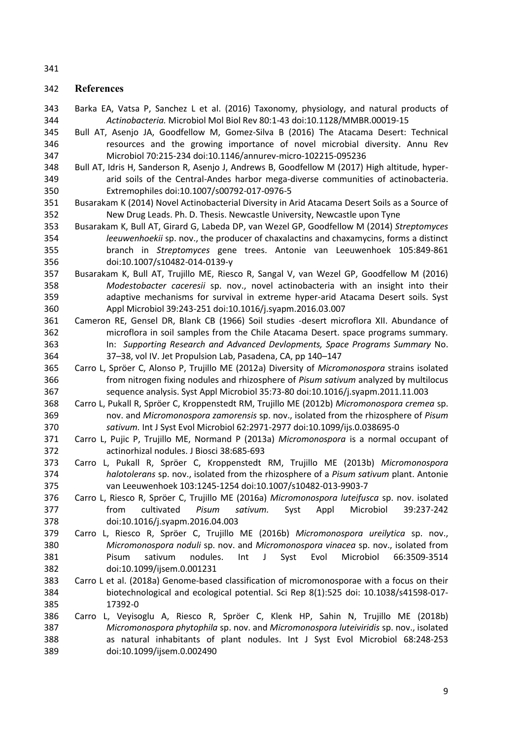## References

Barka EA, Vatsa P, Sanchez L et al. (2016) Taxonomy, physiology, and natural products of *Actinobacteria.* Microbiol Mol Biol Rev 80:1-43 doi:10.1128/MMBR.00019-15

Bull AT, Asenjo JA, Goodfellow M, Gomez-Silva B (2016) The Atacama Desert: Technical resources and the growing importance of novel microbial diversity. Annu Rev Microbiol 70:215-234 doi:10.1146/annurev-micro-102215-095236

Bull AT, Idris H, Sanderson R, Asenjo J, Andrews B, Goodfellow M (2017) High altitude, hyper-arid soils of the Central-Andes harbor mega-diverse communities of actinobacteria. Extremophiles doi:10.1007/s00792-017-0976-5

Busarakam K (2014) Novel Actinobacterial Diversity in Arid Atacama Desert Soils as a Source of New Drug Leads. Ph. D. Thesis. Newcastle University, Newcastle upon Tyne

Busarakam K, Bull AT, Girard G, Labeda DP, van Wezel GP, Goodfellow M (2014) *Streptomyces leeuwenhoekii* sp. nov., the producer of chaxalactins and chaxamycins, forms a distinct branch in *Streptomyces* gene trees. Antonie van Leeuwenhoek 105:849-861 doi:10.1007/s10482-014-0139-y

Busarakam K, Bull AT, Trujillo ME, Riesco R, Sangal V, van Wezel GP, Goodfellow M (2016) *Modestobacter caceresii* sp. nov., novel actinobacteria with an insight into their adaptive mechanisms for survival in extreme hyper-arid Atacama Desert soils. Syst Appl Microbiol 39:243-251 doi:10.1016/j.syapm.2016.03.007

Cameron RE, Gensel DR, Blank CB (1966) Soil studies -desert microflora XII. Abundance of microflora in soil samples from the Chile Atacama Desert. space programs summary. In: *Supporting Research and Advanced Devlopments, Space Programs Summary* No. 37–38, vol IV. Jet Propulsion Lab, Pasadena, CA, pp 140–147

Carro L, Spröer C, Alonso P, Trujillo ME (2012a) Diversity of *Micromonospora* strains isolated from nitrogen fixing nodules and rhizosphere of *Pisum sativum* analyzed by multilocus sequence analysis. Syst Appl Microbiol 35:73-80 doi:10.1016/j.syapm.2011.11.003

Carro L, Pukall R, Spröer C, Kroppenstedt RM, Trujillo ME (2012b) *Micromonospora cremea* sp. nov. and *Micromonospora zamorensis* sp. nov., isolated from the rhizosphere of *Pisum sativum.* Int J Syst Evol Microbiol 62:2971-2977 doi:10.1099/ijs.0.038695-0

Carro L, Pujic P, Trujillo ME, Normand P (2013a) *Micromonospora* is a normal occupant of actinorhizal nodules. J Biosci 38:685-693

Carro L, Pukall R, Spröer C, Kroppenstedt RM, Trujillo ME (2013b) *Micromonospora halotolerans* sp. nov., isolated from the rhizosphere of a *Pisum sativum* plant. Antonie van Leeuwenhoek 103:1245-1254 doi:10.1007/s10482-013-9903-7

Carro L, Riesco R, Spröer C, Trujillo ME (2016a) *Micromonospora luteifusca* sp. nov. isolated from cultivated *Pisum sativum.* Syst Appl Microbiol 39:237-242 doi:10.1016/j.syapm.2016.04.003

Carro L, Riesco R, Spröer C, Trujillo ME (2016b) *Micromonospora ureilytica* sp. nov., *Micromonospora noduli* sp. nov. and *Micromonospora vinacea* sp. nov., isolated from Pisum sativum nodules. Int J Syst Evol Microbiol 66:3509-3514 doi:10.1099/ijsem.0.001231

Carro L et al. (2018a) Genome-based classification of micromonosporae with a focus on their biotechnological and ecological potential. Sci Rep 8(1):525 doi: 10.1038/s41598-017-17392-0

Carro L, Veyisoglu A, Riesco R, Spröer C, Klenk HP, Sahin N, Trujillo ME (2018b) *Micromonospora phytophila* sp. nov. and *Micromonospora luteiviridis* sp. nov., isolated as natural inhabitants of plant nodules. Int J Syst Evol Microbiol 68:248-253 doi:10.1099/ijsem.0.002490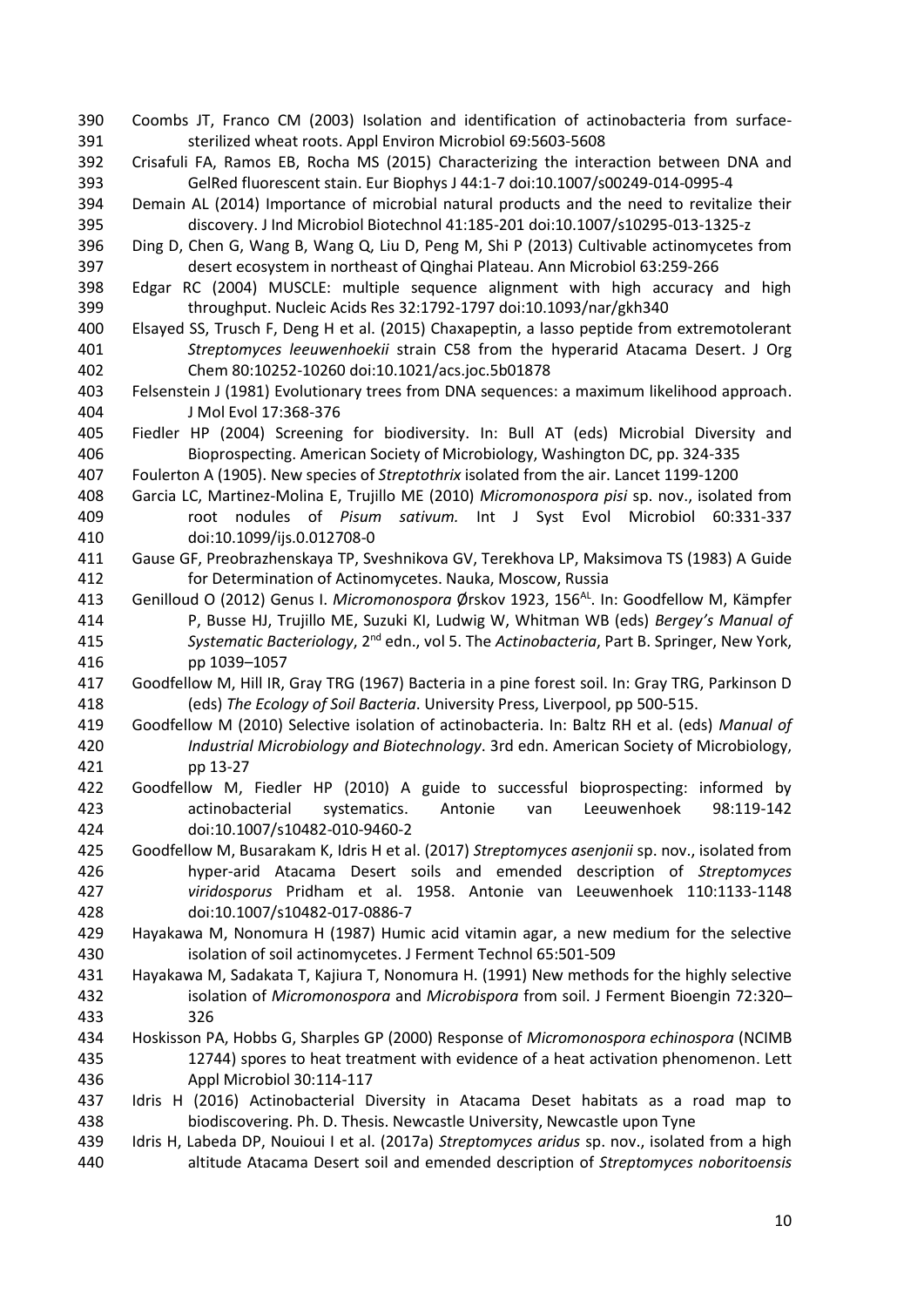Coombs JT, Franco CM (2003) Isolation and identification of actinobacteria from surface-sterilized wheat roots. Appl Environ Microbiol 69:5603-5608

Crisafuli FA, Ramos EB, Rocha MS (2015) Characterizing the interaction between DNA and GelRed fluorescent stain. Eur Biophys J 44:1-7 doi:10.1007/s00249-014-0995-4

Demain AL (2014) Importance of microbial natural products and the need to revitalize their discovery. J Ind Microbiol Biotechnol 41:185-201 doi:10.1007/s10295-013-1325-z

Ding D, Chen G, Wang B, Wang Q, Liu D, Peng M, Shi P (2013) Cultivable actinomycetes from desert ecosystem in northeast of Qinghai Plateau. Ann Microbiol 63:259-266

Edgar RC (2004) MUSCLE: multiple sequence alignment with high accuracy and high throughput. Nucleic Acids Res 32:1792-1797 doi:10.1093/nar/gkh340

Elsayed SS, Trusch F, Deng H et al. (2015) Chaxapeptin, a lasso peptide from extremotolerant *Streptomyces leeuwenhoekii* strain C58 from the hyperarid Atacama Desert. J Org Chem 80:10252-10260 doi:10.1021/acs.joc.5b01878

Felsenstein J (1981) Evolutionary trees from DNA sequences: a maximum likelihood approach. J Mol Evol 17:368-376

Fiedler HP (2004) Screening for biodiversity. In: Bull AT (eds) Microbial Diversity and Bioprospecting. American Society of Microbiology, Washington DC, pp. 324-335

Foulerton A (1905). New species of *Streptothrix* isolated from the air. Lancet 1199-1200

Garcia LC, Martinez-Molina E, Trujillo ME (2010) *Micromonospora pisi* sp. nov., isolated from root nodules of *Pisum sativum.* Int J Syst Evol Microbiol 60:331-337 doi:10.1099/ijs.0.012708-0

Gause GF, Preobrazhenskaya TP, Sveshnikova GV, Terekhova LP, Maksimova TS (1983) A Guide for Determination of Actinomycetes. Nauka, Moscow, Russia

Genilloud O (2012) Genus I. *Micromonospora* Ørskov 1923, 156[AL]. In: Goodfellow M, Kämpfer P, Busse HJ, Trujillo ME, Suzuki KI, Ludwig W, Whitman WB (eds) *Bergey's Manual of Systematic Bacteriology*, 2nd edn., vol 5. The *Actinobacteria*, Part B. Springer, New York, pp 1039–1057

Goodfellow M, Hill IR, Gray TRG (1967) Bacteria in a pine forest soil. In: Gray TRG, Parkinson D (eds) *The Ecology of Soil Bacteria*. University Press, Liverpool, pp 500-515.

Goodfellow M (2010) Selective isolation of actinobacteria. In: Baltz RH et al. (eds) *Manual of Industrial Microbiology and Biotechnology*. 3rd edn. American Society of Microbiology, pp 13-27

Goodfellow M, Fiedler HP (2010) A guide to successful bioprospecting: informed by actinobacterial systematics. Antonie van Leeuwenhoek 98:119-142 doi:10.1007/s10482-010-9460-2

Goodfellow M, Busarakam K, Idris H et al. (2017) *Streptomyces asenjonii* sp. nov., isolated from hyper-arid Atacama Desert soils and emended description of *Streptomyces viridosporus* Pridham et al. 1958. Antonie van Leeuwenhoek 110:1133-1148 doi:10.1007/s10482-017-0886-7

Hayakawa M, Nonomura H (1987) Humic acid vitamin agar, a new medium for the selective isolation of soil actinomycetes. J Ferment Technol 65:501-509

Hayakawa M, Sadakata T, Kajiura T, Nonomura H. (1991) New methods for the highly selective isolation of *Micromonospora* and *Microbispora* from soil. J Ferment Bioengin 72:320–326

Hoskisson PA, Hobbs G, Sharples GP (2000) Response of *Micromonospora echinospora* (NCIMB 12744) spores to heat treatment with evidence of a heat activation phenomenon. Lett Appl Microbiol 30:114-117

Idris H (2016) Actinobacterial Diversity in Atacama Deset habitats as a road map to biodiscovering. Ph. D. Thesis. Newcastle University, Newcastle upon Tyne

Idris H, Labeda DP, Nouioui I et al. (2017a) *Streptomyces aridus* sp. nov., isolated from a high altitude Atacama Desert soil and emended description of *Streptomyces noboritoensis*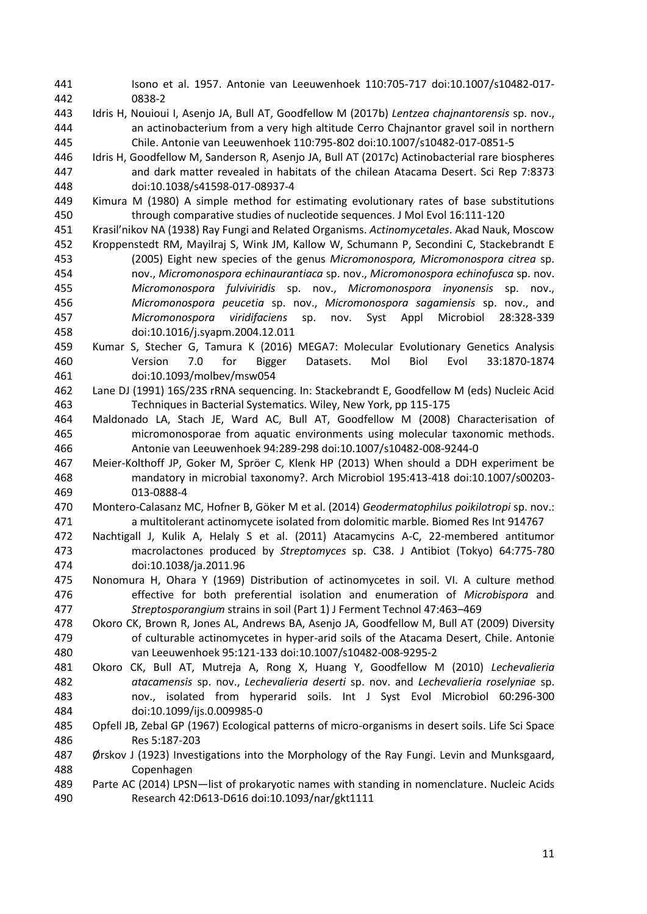Isono et al. 1957. Antonie van Leeuwenhoek 110:705-717 doi:10.1007/s10482-017-0838-2

Idris H, Nouioui I, Asenjo JA, Bull AT, Goodfellow M (2017b) *Lentzea chajnantorensis* sp. nov., an actinobacterium from a very high altitude Cerro Chajnantor gravel soil in northern Chile. Antonie van Leeuwenhoek 110:795-802 doi:10.1007/s10482-017-0851-5

Idris H, Goodfellow M, Sanderson R, Asenjo JA, Bull AT (2017c) Actinobacterial rare biospheres and dark matter revealed in habitats of the chilean Atacama Desert. Sci Rep 7:8373 doi:10.1038/s41598-017-08937-4

Kimura M (1980) A simple method for estimating evolutionary rates of base substitutions through comparative studies of nucleotide sequences. J Mol Evol 16:111-120

Krasil'nikov NA (1938) Ray Fungi and Related Organisms. *Actinomycetales*. Akad Nauk, Moscow

Kroppenstedt RM, Mayilraj S, Wink JM, Kallow W, Schumann P, Secondini C, Stackebrandt E (2005) Eight new species of the genus *Micromonospora, Micromonospora citrea* sp. nov., *Micromonospora echinaurantiaca* sp. nov., *Micromonospora echinofusca* sp. nov. *Micromonospora fulviviridis* sp. nov., *Micromonospora inyonensis* sp. nov., *Micromonospora peucetia* sp. nov., *Micromonospora sagamiensis* sp. nov., and *Micromonospora viridifaciens* sp. nov. Syst Appl Microbiol 28:328-339 doi:10.1016/j.syapm.2004.12.011

Kumar S, Stecher G, Tamura K (2016) MEGA7: Molecular Evolutionary Genetics Analysis Version 7.0 for Bigger Datasets. Mol Biol Evol 33:1870-1874 doi:10.1093/molbev/msw054

Lane DJ (1991) 16S/23S rRNA sequencing. In: Stackebrandt E, Goodfellow M (eds) Nucleic Acid Techniques in Bacterial Systematics. Wiley, New York, pp 115-175

Maldonado LA, Stach JE, Ward AC, Bull AT, Goodfellow M (2008) Characterisation of micromonosporae from aquatic environments using molecular taxonomic methods. Antonie van Leeuwenhoek 94:289-298 doi:10.1007/s10482-008-9244-0

Meier-Kolthoff JP, Goker M, Spröer C, Klenk HP (2013) When should a DDH experiment be mandatory in microbial taxonomy?. Arch Microbiol 195:413-418 doi:10.1007/s00203-013-0888-4

Montero-Calasanz MC, Hofner B, Göker M et al. (2014) *Geodermatophilus poikilotropi* sp. nov.: a multitolerant actinomycete isolated from dolomitic marble. Biomed Res Int 914767

Nachtigall J, Kulik A, Helaly S et al. (2011) Atacamycins A-C, 22-membered antitumor macrolactones produced by *Streptomyces* sp. C38. J Antibiot (Tokyo) 64:775-780 doi:10.1038/ja.2011.96

Nonomura H, Ohara Y (1969) Distribution of actinomycetes in soil. VI. A culture method effective for both preferential isolation and enumeration of *Microbispora* and *Streptosporangium* strains in soil (Part 1) J Ferment Technol 47:463–469

Okoro CK, Brown R, Jones AL, Andrews BA, Asenjo JA, Goodfellow M, Bull AT (2009) Diversity of culturable actinomycetes in hyper-arid soils of the Atacama Desert, Chile. Antonie van Leeuwenhoek 95:121-133 doi:10.1007/s10482-008-9295-2

Okoro CK, Bull AT, Mutreja A, Rong X, Huang Y, Goodfellow M (2010) *Lechevalieria atacamensis* sp. nov., *Lechevalieria deserti* sp. nov. and *Lechevalieria roselyniae* sp. nov., isolated from hyperarid soils. Int J Syst Evol Microbiol 60:296-300 doi:10.1099/ijs.0.009985-0

Opfell JB, Zebal GP (1967) Ecological patterns of micro-organisms in desert soils. Life Sci Space Res 5:187-203

Ørskov J (1923) Investigations into the Morphology of the Ray Fungi. Levin and Munksgaard, Copenhagen

Parte AC (2014) LPSN—list of prokaryotic names with standing in nomenclature. Nucleic Acids Research 42:D613-D616 doi:10.1093/nar/gkt1111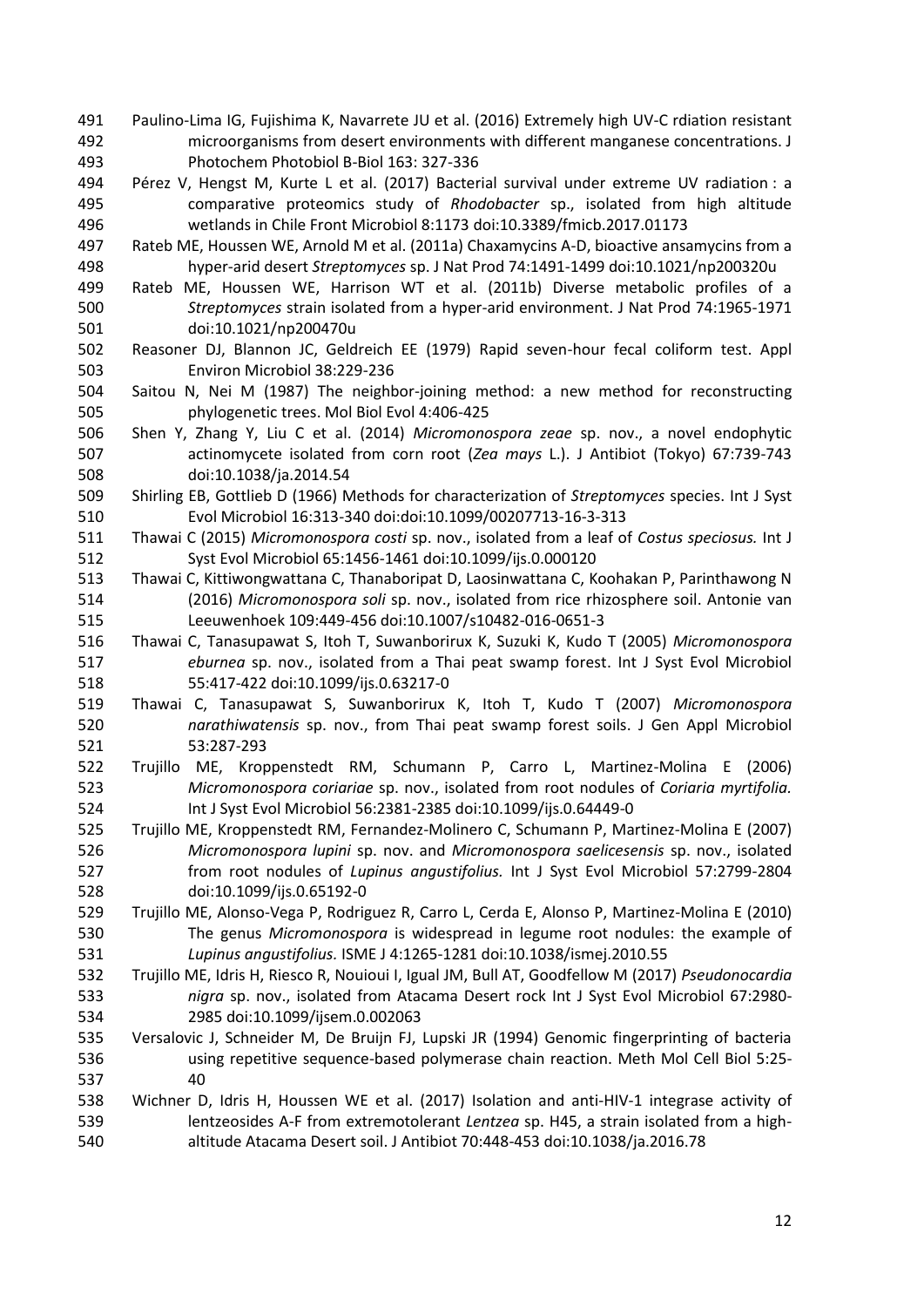Paulino-Lima IG, Fujishima K, Navarrete JU et al. (2016) Extremely high UV-C rdiation resistant microorganisms from desert environments with different manganese concentrations. J Photochem Photobiol B-Biol 163: 327-336

Pérez V, Hengst M, Kurte L et al. (2017) Bacterial survival under extreme UV radiation : a comparative proteomics study of *Rhodobacter* sp., isolated from high altitude wetlands in Chile Front Microbiol 8:1173 doi:10.3389/fmicb.2017.01173

Rateb ME, Houssen WE, Arnold M et al. (2011a) Chaxamycins A-D, bioactive ansamycins from a hyper-arid desert *Streptomyces* sp. J Nat Prod 74:1491-1499 doi:10.1021/np200320u

Rateb ME, Houssen WE, Harrison WT et al. (2011b) Diverse metabolic profiles of a *Streptomyces* strain isolated from a hyper-arid environment. J Nat Prod 74:1965-1971 doi:10.1021/np200470u

Reasoner DJ, Blannon JC, Geldreich EE (1979) Rapid seven-hour fecal coliform test. Appl Environ Microbiol 38:229-236

Saitou N, Nei M (1987) The neighbor-joining method: a new method for reconstructing phylogenetic trees. Mol Biol Evol 4:406-425

Shen Y, Zhang Y, Liu C et al. (2014) *Micromonospora zeae* sp. nov., a novel endophytic actinomycete isolated from corn root (*Zea mays* L.). J Antibiot (Tokyo) 67:739-743 doi:10.1038/ja.2014.54

Shirling EB, Gottlieb D (1966) Methods for characterization of *Streptomyces* species. Int J Syst Evol Microbiol 16:313-340 doi:doi:10.1099/00207713-16-3-313

Thawai C (2015) *Micromonospora costi* sp. nov., isolated from a leaf of *Costus speciosus.* Int J Syst Evol Microbiol 65:1456-1461 doi:10.1099/ijs.0.000120

Thawai C, Kittiwongwattana C, Thanaboripat D, Laosinwattana C, Koohakan P, Parinthawong N (2016) *Micromonospora soli* sp. nov., isolated from rice rhizosphere soil. Antonie van Leeuwenhoek 109:449-456 doi:10.1007/s10482-016-0651-3

Thawai C, Tanasupawat S, Itoh T, Suwanborirux K, Suzuki K, Kudo T (2005) *Micromonospora eburnea* sp. nov., isolated from a Thai peat swamp forest. Int J Syst Evol Microbiol 55:417-422 doi:10.1099/ijs.0.63217-0

Thawai C, Tanasupawat S, Suwanborirux K, Itoh T, Kudo T (2007) *Micromonospora narathiwatensis* sp. nov., from Thai peat swamp forest soils. J Gen Appl Microbiol 53:287-293

Trujillo ME, Kroppenstedt RM, Schumann P, Carro L, Martinez-Molina E (2006) *Micromonospora coriariae* sp. nov., isolated from root nodules of *Coriaria myrtifolia.* Int J Syst Evol Microbiol 56:2381-2385 doi:10.1099/ijs.0.64449-0

Trujillo ME, Kroppenstedt RM, Fernandez-Molinero C, Schumann P, Martinez-Molina E (2007) *Micromonospora lupini* sp. nov. and *Micromonospora saelicesensis* sp. nov., isolated from root nodules of *Lupinus angustifolius.* Int J Syst Evol Microbiol 57:2799-2804 doi:10.1099/ijs.0.65192-0

Trujillo ME, Alonso-Vega P, Rodriguez R, Carro L, Cerda E, Alonso P, Martinez-Molina E (2010) The genus *Micromonospora* is widespread in legume root nodules: the example of *Lupinus angustifolius.* ISME J 4:1265-1281 doi:10.1038/ismej.2010.55

Trujillo ME, Idris H, Riesco R, Nouioui I, Igual JM, Bull AT, Goodfellow M (2017) *Pseudonocardia nigra* sp. nov., isolated from Atacama Desert rock Int J Syst Evol Microbiol 67:2980-2985 doi:10.1099/ijsem.0.002063

Versalovic J, Schneider M, De Bruijn FJ, Lupski JR (1994) Genomic fingerprinting of bacteria using repetitive sequence-based polymerase chain reaction. Meth Mol Cell Biol 5:25-40

Wichner D, Idris H, Houssen WE et al. (2017) Isolation and anti-HIV-1 integrase activity of lentzeosides A-F from extremotolerant *Lentzea* sp. H45, a strain isolated from a high-altitude Atacama Desert soil. J Antibiot 70:448-453 doi:10.1038/ja.2016.78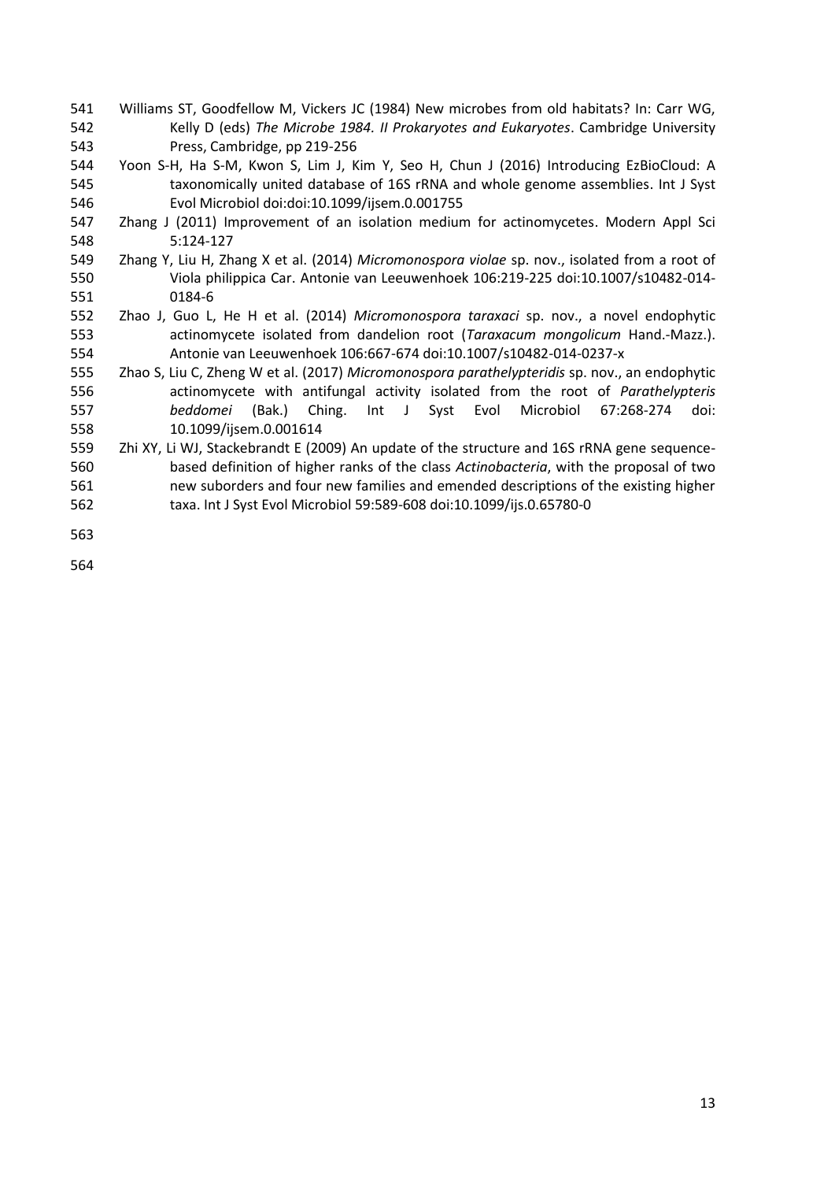Williams ST, Goodfellow M, Vickers JC (1984) New microbes from old habitats? In: Carr WG, Kelly D (eds) *The Microbe 1984. II Prokaryotes and Eukaryotes*. Cambridge University Press, Cambridge, pp 219-256

Yoon S-H, Ha S-M, Kwon S, Lim J, Kim Y, Seo H, Chun J (2016) Introducing EzBioCloud: A taxonomically united database of 16S rRNA and whole genome assemblies. Int J Syst Evol Microbiol doi:doi:10.1099/ijsem.0.001755

Zhang J (2011) Improvement of an isolation medium for actinomycetes. Modern Appl Sci 5:124-127

Zhang Y, Liu H, Zhang X et al. (2014) *Micromonospora violae* sp. nov., isolated from a root of Viola philippica Car. Antonie van Leeuwenhoek 106:219-225 doi:10.1007/s10482-014-0184-6

Zhao J, Guo L, He H et al. (2014) *Micromonospora taraxaci* sp. nov., a novel endophytic actinomycete isolated from dandelion root (*Taraxacum mongolicum* Hand.-Mazz.). Antonie van Leeuwenhoek 106:667-674 doi:10.1007/s10482-014-0237-x

Zhao S, Liu C, Zheng W et al. (2017) *Micromonospora parathelypteridis* sp. nov., an endophytic actinomycete with antifungal activity isolated from the root of *Parathelypteris beddomei* (Bak.) Ching. Int J Syst Evol Microbiol 67:268-274 doi: 10.1099/ijsem.0.001614

Zhi XY, Li WJ, Stackebrandt E (2009) An update of the structure and 16S rRNA gene sequence-based definition of higher ranks of the class *Actinobacteria*, with the proposal of two new suborders and four new families and emended descriptions of the existing higher taxa. Int J Syst Evol Microbiol 59:589-608 doi:10.1099/ijs.0.65780-0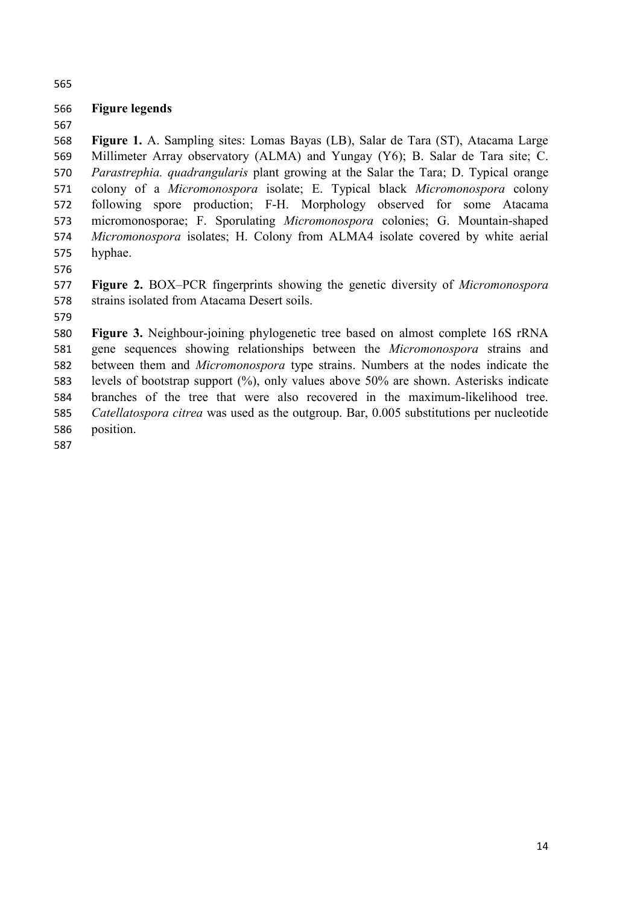**Figure legends**

**Figure 1.** A. Sampling sites: Lomas Bayas (LB), Salar de Tara (ST), Atacama Large Millimeter Array observatory (ALMA) and Yungay (Y6); B. Salar de Tara site; C. *Parastrephia. quadrangularis* plant growing at the Salar the Tara; D. Typical orange colony of a *Micromonospora* isolate; E. Typical black *Micromonospora* colony following spore production; F-H. Morphology observed for some Atacama micromonosporae; F. Sporulating *Micromonospora* colonies; G. Mountain-shaped *Micromonospora* isolates; H. Colony from ALMA4 isolate covered by white aerial hyphae.

**Figure 2.** BOX–PCR fingerprints showing the genetic diversity of *Micromonospora* strains isolated from Atacama Desert soils.

**Figure 3.** Neighbour-joining phylogenetic tree based on almost complete 16S rRNA gene sequences showing relationships between the *Micromonospora* strains and between them and *Micromonospora* type strains. Numbers at the nodes indicate the levels of bootstrap support (%), only values above 50% are shown. Asterisks indicate branches of the tree that were also recovered in the maximum-likelihood tree. *Catellatospora citrea* was used as the outgroup. Bar, 0.005 substitutions per nucleotide position.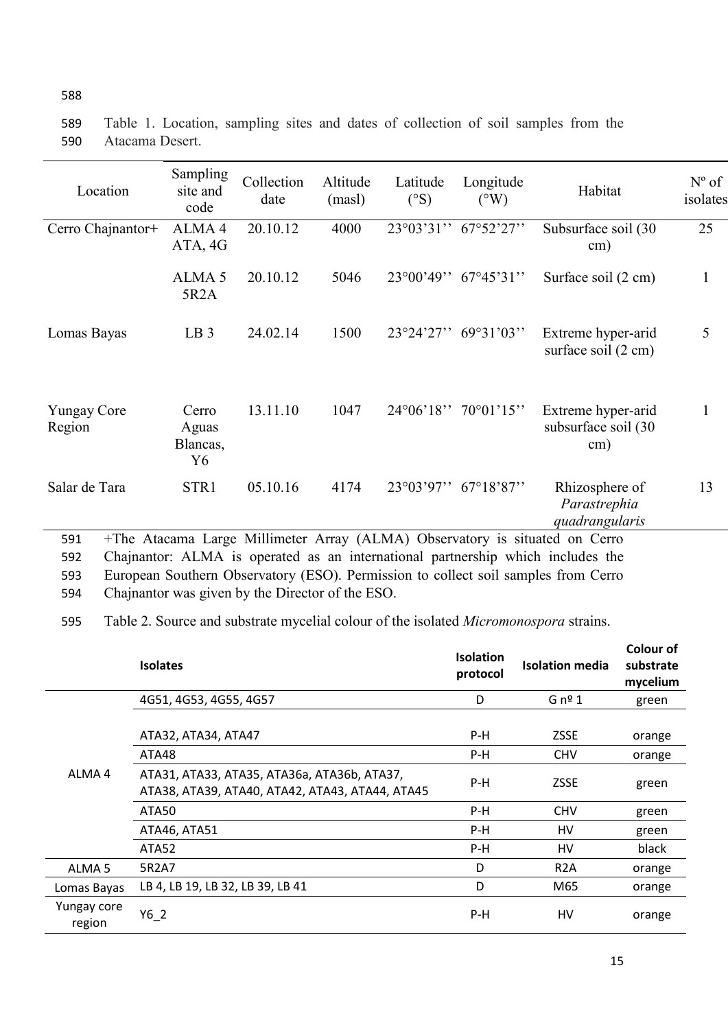Table 1. Location, sampling sites and dates of collection of soil samples from the Atacama Desert.

| Location | Sampling site and code | Collection date | Altitude (masl) | Latitude (°S) | Longitude (°W) | Habitat | Nº of isolates |
|---|---|---|---|---|---|---|---|
| Cerro Chajnantor+ | ALMA 4 ATA, 4G | 20.10.12 | 4000 | 23°03'31'' | 67°52'27'' | Subsurface soil (30 cm) | 25 |
| | ALMA 5 5R2A | 20.10.12 | 5046 | 23°00'49'' | 67°45'31'' | Surface soil (2 cm) | 1 |
| Lomas Bayas | LB 3 | 24.02.14 | 1500 | 23°24'27'' | 69°31'03'' | Extreme hyper-arid surface soil (2 cm) | 5 |
| Yungay Core Region | Cerro Aguas Blancas, Y6 | 13.11.10 | 1047 | 24°06'18'' | 70°01'15'' | Extreme hyper-arid subsurface soil (30 cm) | 1 |
| Salar de Tara | STR1 | 05.10.16 | 4174 | 23°03'97'' | 67°18'87'' | Rhizosphere of *Parastrephia quadrangularis* | 13 |

+The Atacama Large Millimeter Array (ALMA) Observatory is situated on Cerro Chajnantor: ALMA is operated as an international partnership which includes the European Southern Observatory (ESO). Permission to collect soil samples from Cerro Chajnantor was given by the Director of the ESO.

Table 2. Source and substrate mycelial colour of the isolated *Micromonospora* strains.

| | Isolates | Isolation protocol | Isolation media | Colour of substrate mycelium |
|---|---|---|---|---|
| ALMA 4 | 4G51, 4G53, 4G55, 4G57 | D | G nº 1 | green |
| | ATA32, ATA34, ATA47 | P-H | ZSSE | orange |
| | ATA48 | P-H | CHV | orange |
| | ATA31, ATA33, ATA35, ATA36a, ATA36b, ATA37, ATA38, ATA39, ATA40, ATA42, ATA43, ATA44, ATA45 | P-H | ZSSE | green |
| | ATA50 | P-H | CHV | green |
| | ATA46, ATA51 | P-H | HV | green |
| | ATA52 | P-H | HV | black |
| ALMA 5 | 5R2A7 | D | R2A | orange |
| Lomas Bayas | LB 4, LB 19, LB 32, LB 39, LB 41 | D | M65 | orange |
| Yungay core region | Y6_2 | P-H | HV | orange |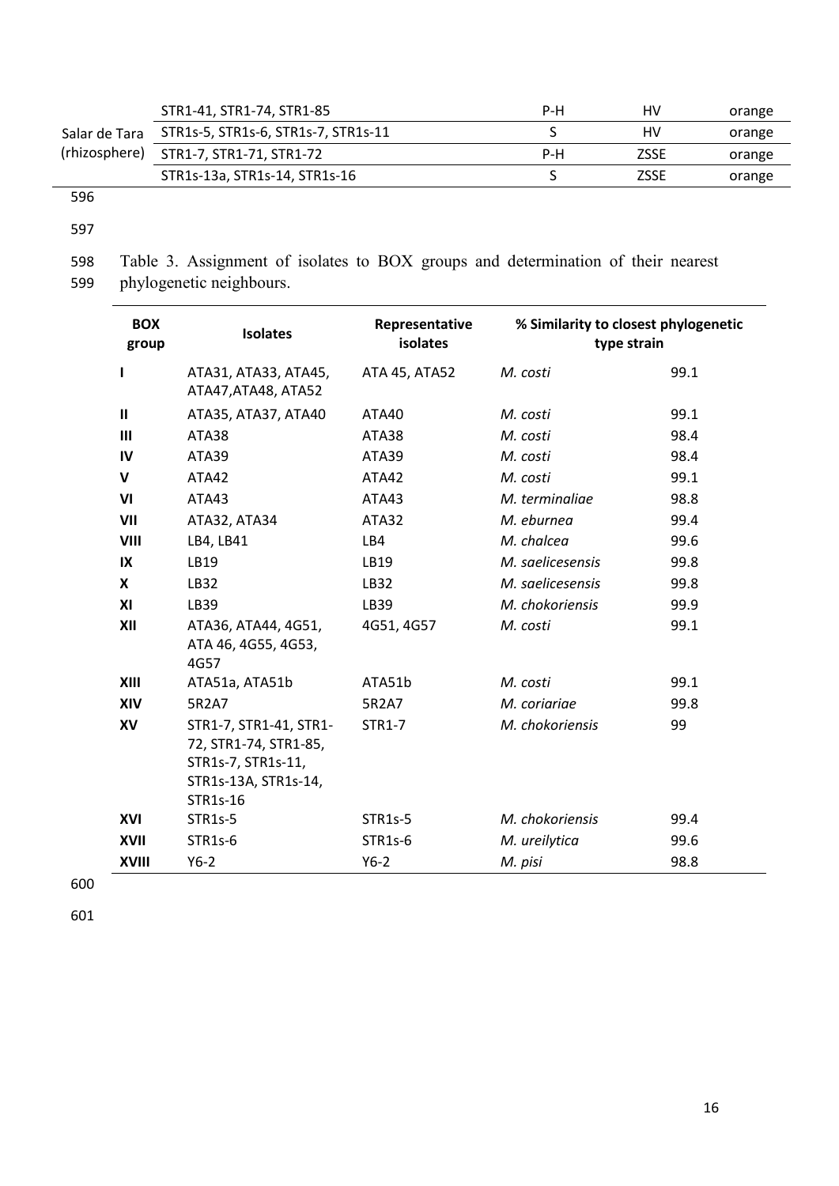| | | | | |
|---|---|---|---|---|
| | STR1-41, STR1-74, STR1-85 | P-H | HV | orange |
| Salar de Tara (rhizosphere) | STR1s-5, STR1s-6, STR1s-7, STR1s-11 | S | HV | orange |
| | STR1-7, STR1-71, STR1-72 | P-H | ZSSE | orange |
| | STR1s-13a, STR1s-14, STR1s-16 | S | ZSSE | orange |

Table 3. Assignment of isolates to BOX groups and determination of their nearest phylogenetic neighbours.

| BOX group | Isolates | Representative isolates | % Similarity to closest phylogenetic type strain | |
|---|---|---|---|---|
| **I** | ATA31, ATA33, ATA45, ATA47,ATA48, ATA52 | ATA 45, ATA52 | *M. costi* | 99.1 |
| **II** | ATA35, ATA37, ATA40 | ATA40 | *M. costi* | 99.1 |
| **III** | ATA38 | ATA38 | *M. costi* | 98.4 |
| **IV** | ATA39 | ATA39 | *M. costi* | 98.4 |
| **V** | ATA42 | ATA42 | *M. costi* | 99.1 |
| **VI** | ATA43 | ATA43 | *M. terminaliae* | 98.8 |
| **VII** | ATA32, ATA34 | ATA32 | *M. eburnea* | 99.4 |
| **VIII** | LB4, LB41 | LB4 | *M. chalcea* | 99.6 |
| **IX** | LB19 | LB19 | *M. saelicesensis* | 99.8 |
| **X** | LB32 | LB32 | *M. saelicesensis* | 99.8 |
| **XI** | LB39 | LB39 | *M. chokoriensis* | 99.9 |
| **XII** | ATA36, ATA44, 4G51, ATA 46, 4G55, 4G53, 4G57 | 4G51, 4G57 | *M. costi* | 99.1 |
| **XIII** | ATA51a, ATA51b | ATA51b | *M. costi* | 99.1 |
| **XIV** | 5R2A7 | 5R2A7 | *M. coriariae* | 99.8 |
| **XV** | STR1-7, STR1-41, STR1-72, STR1-74, STR1-85, STR1s-7, STR1s-11, STR1s-13A, STR1s-14, STR1s-16 | STR1-7 | *M. chokoriensis* | 99 |
| **XVI** | STR1s-5 | STR1s-5 | *M. chokoriensis* | 99.4 |
| **XVII** | STR1s-6 | STR1s-6 | *M. ureilytica* | 99.6 |
| **XVIII** | Y6-2 | Y6-2 | *M. pisi* | 98.8 |